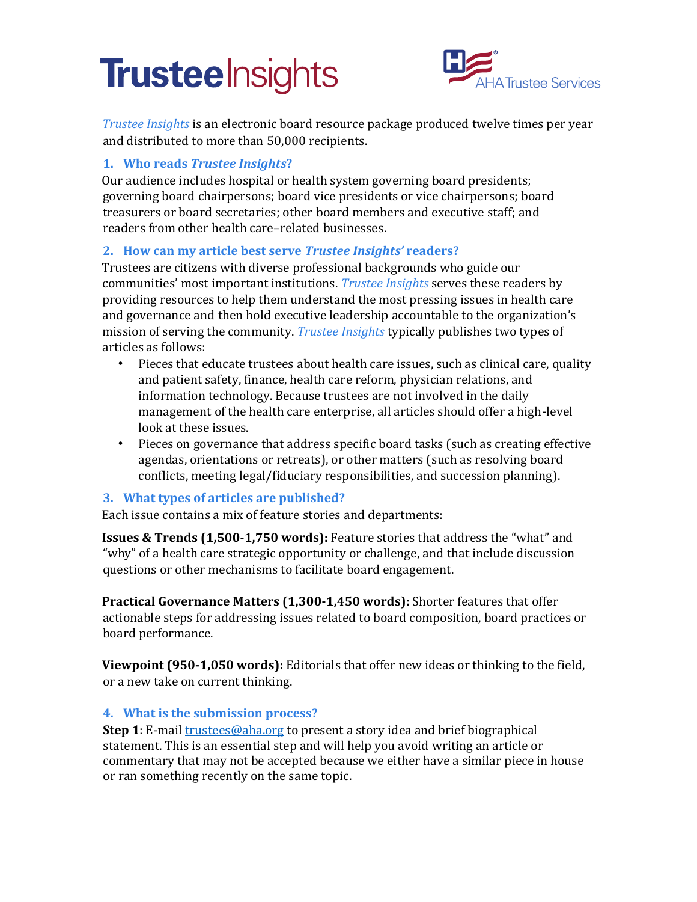# Trustee Insights

AHA Trustee Services

*Trustee Insights* is an electronic board resource package produced twelve times per year and distributed to more than 50,000 recipients.

## 1. Who reads *Trustee Insights*?

Our audience includes hospital or health system governing board presidents; governing board chairpersons; board vice presidents or vice chairpersons; board treasurers or board secretaries; other board members and executive staff; and readers from other health care–related businesses.

## 2. How can my article best serve *Trustee Insights'* readers?

Trustees are citizens with diverse professional backgrounds who guide our communities' most important institutions. *Trustee Insights* serves these readers by providing resources to help them understand the most pressing issues in health care and governance and then hold executive leadership accountable to the organization's mission of serving the community. *Trustee Insights* typically publishes two types of articles as follows:

- Pieces that educate trustees about health care issues, such as clinical care, quality and patient safety, finance, health care reform, physician relations, and information technology. Because trustees are not involved in the daily management of the health care enterprise, all articles should offer a high-level look at these issues.
- Pieces on governance that address specific board tasks (such as creating effective agendas, orientations or retreats), or other matters (such as resolving board conflicts, meeting legal/fiduciary responsibilities, and succession planning).

## 3. What types of articles are published?

Each issue contains a mix of feature stories and departments:

**Issues & Trends (1,500-1,750 words):** Feature stories that address the "what" and "why" of a health care strategic opportunity or challenge, and that include discussion questions or other mechanisms to facilitate board engagement.

**Practical Governance Matters (1,300-1,450 words):** Shorter features that offer actionable steps for addressing issues related to board composition, board practices or board performance.

**Viewpoint (950-1,050 words):** Editorials that offer new ideas or thinking to the field, or a new take on current thinking.

## 4. What is the submission process?

**Step 1**: E-mail trustees@aha.org to present a story idea and brief biographical statement. This is an essential step and will help you avoid writing an article or commentary that may not be accepted because we either have a similar piece in house or ran something recently on the same topic.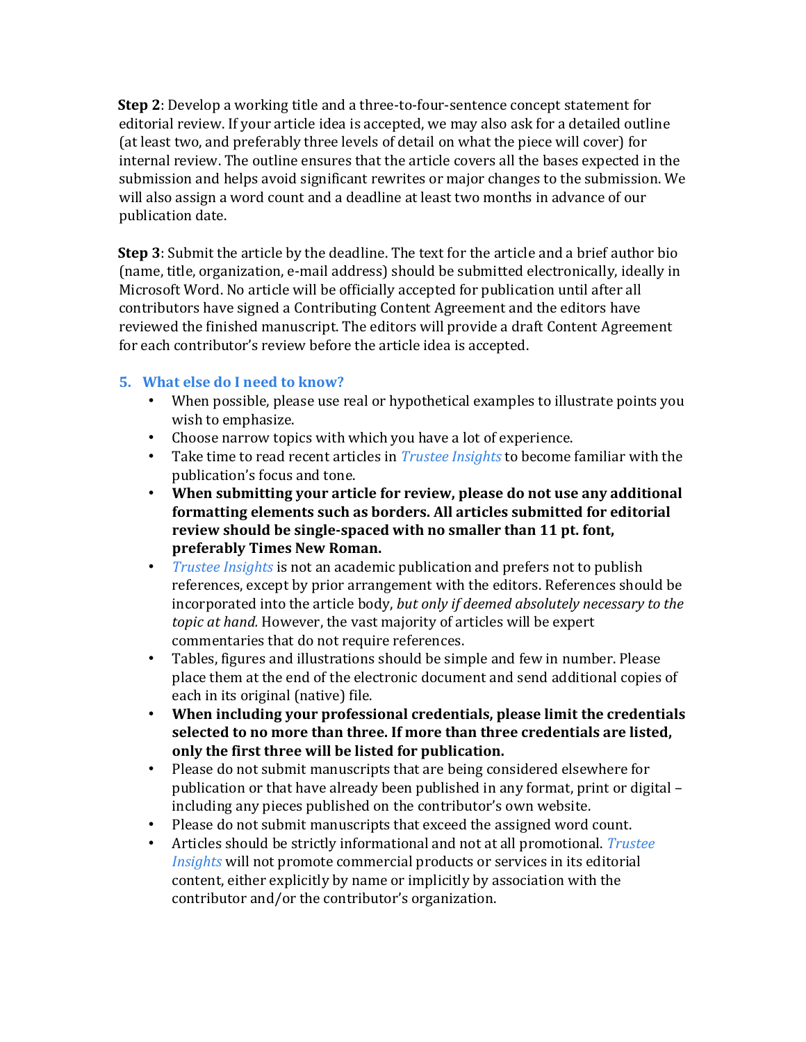**Step 2**: Develop a working title and a three-to-four-sentence concept statement for editorial review. If your article idea is accepted, we may also ask for a detailed outline (at least two, and preferably three levels of detail on what the piece will cover) for internal review. The outline ensures that the article covers all the bases expected in the submission and helps avoid significant rewrites or major changes to the submission. We will also assign a word count and a deadline at least two months in advance of our publication date.

**Step 3**: Submit the article by the deadline. The text for the article and a brief author bio (name, title, organization, e-mail address) should be submitted electronically, ideally in Microsoft Word. No article will be officially accepted for publication until after all contributors have signed a Contributing Content Agreement and the editors have reviewed the finished manuscript. The editors will provide a draft Content Agreement for each contributor's review before the article idea is accepted.

### 5. What else do I need to know?

- When possible, please use real or hypothetical examples to illustrate points you wish to emphasize.
- Choose narrow topics with which you have a lot of experience.
- Take time to read recent articles in *Trustee Insights* to become familiar with the publication's focus and tone.
- **When submitting your article for review, please do not use any additional formatting elements such as borders. All articles submitted for editorial review should be single-spaced with no smaller than 11 pt. font, preferably Times New Roman.**
- *Trustee Insights* is not an academic publication and prefers not to publish references, except by prior arrangement with the editors. References should be incorporated into the article body, *but only if deemed absolutely necessary to the topic at hand.* However, the vast majority of articles will be expert commentaries that do not require references.
- Tables, figures and illustrations should be simple and few in number. Please place them at the end of the electronic document and send additional copies of each in its original (native) file.
- **When including your professional credentials, please limit the credentials selected to no more than three. If more than three credentials are listed, only the first three will be listed for publication.**
- Please do not submit manuscripts that are being considered elsewhere for publication or that have already been published in any format, print or digital – including any pieces published on the contributor's own website.
- Please do not submit manuscripts that exceed the assigned word count.
- Articles should be strictly informational and not at all promotional. *Trustee Insights* will not promote commercial products or services in its editorial content, either explicitly by name or implicitly by association with the contributor and/or the contributor's organization.